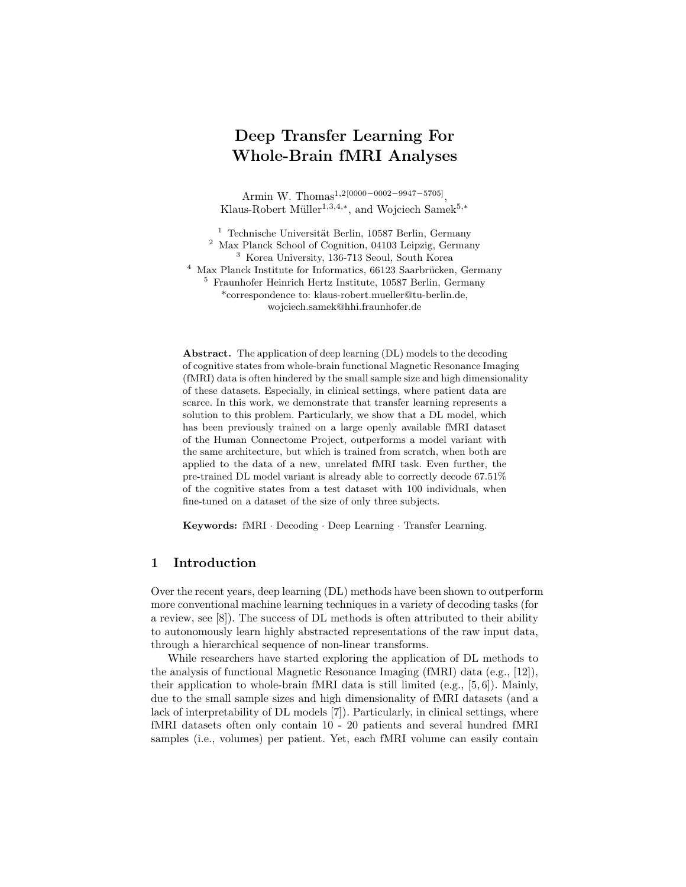# Deep Transfer Learning For Whole-Brain fMRI Analyses

Armin W. Thomas[1,2][0000−0002−9947−5705], Klaus-Robert Müller[1,3,4,*], and Wojciech Samek[5,*]

[1] Technische Universität Berlin, 10587 Berlin, Germany
[2] Max Planck School of Cognition, 04103 Leipzig, Germany
[3] Korea University, 136-713 Seoul, South Korea
[4] Max Planck Institute for Informatics, 66123 Saarbrücken, Germany
[5] Fraunhofer Heinrich Hertz Institute, 10587 Berlin, Germany
*correspondence to: klaus-robert.mueller@tu-berlin.de, wojciech.samek@hhi.fraunhofer.de

**Abstract.** The application of deep learning (DL) models to the decoding of cognitive states from whole-brain functional Magnetic Resonance Imaging (fMRI) data is often hindered by the small sample size and high dimensionality of these datasets. Especially, in clinical settings, where patient data are scarce. In this work, we demonstrate that transfer learning represents a solution to this problem. Particularly, we show that a DL model, which has been previously trained on a large openly available fMRI dataset of the Human Connectome Project, outperforms a model variant with the same architecture, but which is trained from scratch, when both are applied to the data of a new, unrelated fMRI task. Even further, the pre-trained DL model variant is already able to correctly decode 67.51% of the cognitive states from a test dataset with 100 individuals, when fine-tuned on a dataset of the size of only three subjects.

**Keywords:** fMRI · Decoding · Deep Learning · Transfer Learning.

## 1 Introduction

Over the recent years, deep learning (DL) methods have been shown to outperform more conventional machine learning techniques in a variety of decoding tasks (for a review, see [8]). The success of DL methods is often attributed to their ability to autonomously learn highly abstracted representations of the raw input data, through a hierarchical sequence of non-linear transforms.

While researchers have started exploring the application of DL methods to the analysis of functional Magnetic Resonance Imaging (fMRI) data (e.g., [12]), their application to whole-brain fMRI data is still limited (e.g., [5,6]). Mainly, due to the small sample sizes and high dimensionality of fMRI datasets (and a lack of interpretability of DL models [7]). Particularly, in clinical settings, where fMRI datasets often only contain 10 - 20 patients and several hundred fMRI samples (i.e., volumes) per patient. Yet, each fMRI volume can easily contain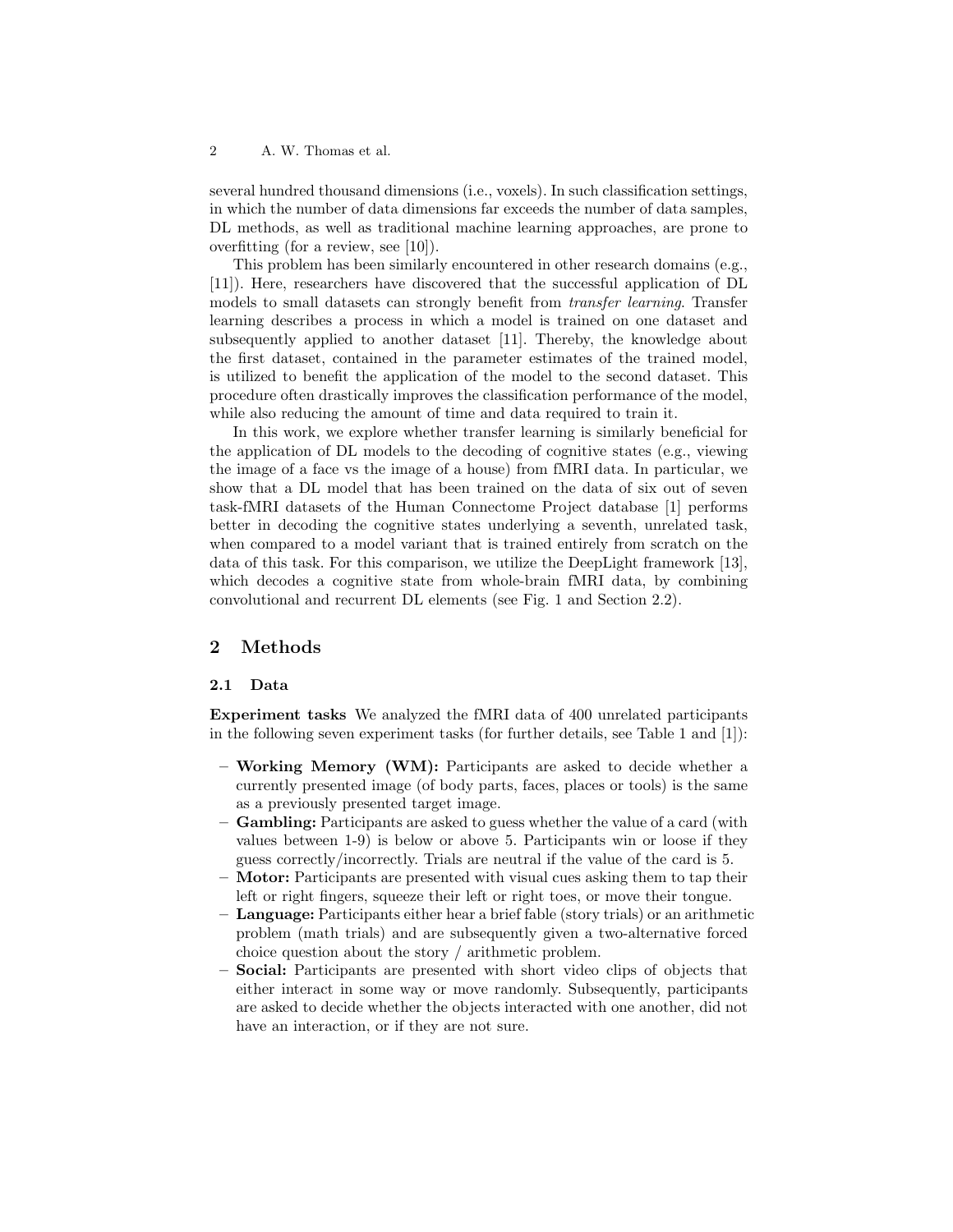several hundred thousand dimensions (i.e., voxels). In such classification settings, in which the number of data dimensions far exceeds the number of data samples, DL methods, as well as traditional machine learning approaches, are prone to overfitting (for a review, see [10]).

This problem has been similarly encountered in other research domains (e.g., [11]). Here, researchers have discovered that the successful application of DL models to small datasets can strongly benefit from *transfer learning*. Transfer learning describes a process in which a model is trained on one dataset and subsequently applied to another dataset [11]. Thereby, the knowledge about the first dataset, contained in the parameter estimates of the trained model, is utilized to benefit the application of the model to the second dataset. This procedure often drastically improves the classification performance of the model, while also reducing the amount of time and data required to train it.

In this work, we explore whether transfer learning is similarly beneficial for the application of DL models to the decoding of cognitive states (e.g., viewing the image of a face vs the image of a house) from fMRI data. In particular, we show that a DL model that has been trained on the data of six out of seven task-fMRI datasets of the Human Connectome Project database [1] performs better in decoding the cognitive states underlying a seventh, unrelated task, when compared to a model variant that is trained entirely from scratch on the data of this task. For this comparison, we utilize the DeepLight framework [13], which decodes a cognitive state from whole-brain fMRI data, by combining convolutional and recurrent DL elements (see Fig. 1 and Section 2.2).

## 2 Methods

### 2.1 Data

**Experiment tasks** We analyzed the fMRI data of 400 unrelated participants in the following seven experiment tasks (for further details, see Table 1 and [1]):

- **Working Memory (WM):** Participants are asked to decide whether a currently presented image (of body parts, faces, places or tools) is the same as a previously presented target image.
- **Gambling:** Participants are asked to guess whether the value of a card (with values between 1-9) is below or above 5. Participants win or loose if they guess correctly/incorrectly. Trials are neutral if the value of the card is 5.
- **Motor:** Participants are presented with visual cues asking them to tap their left or right fingers, squeeze their left or right toes, or move their tongue.
- **Language:** Participants either hear a brief fable (story trials) or an arithmetic problem (math trials) and are subsequently given a two-alternative forced choice question about the story / arithmetic problem.
- **Social:** Participants are presented with short video clips of objects that either interact in some way or move randomly. Subsequently, participants are asked to decide whether the objects interacted with one another, did not have an interaction, or if they are not sure.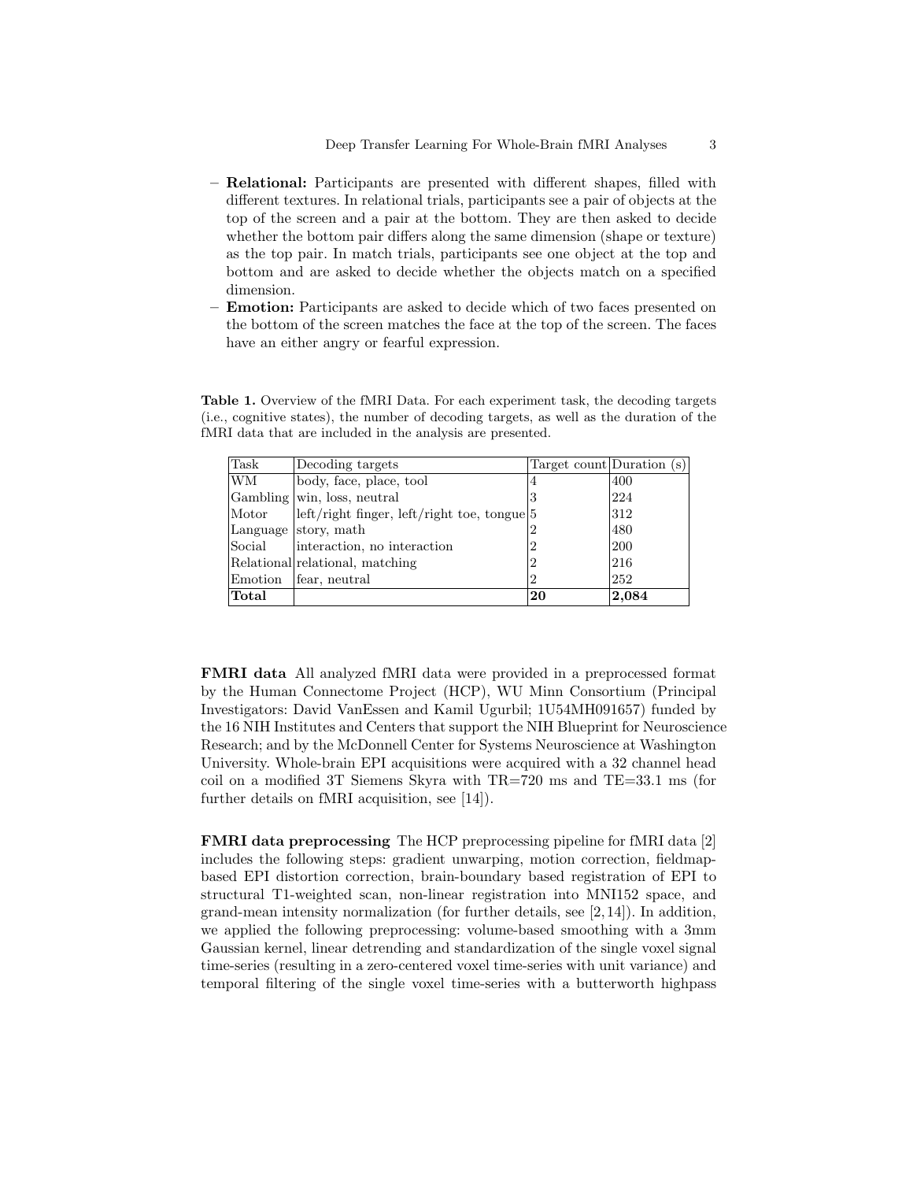- **Relational:** Participants are presented with different shapes, filled with different textures. In relational trials, participants see a pair of objects at the top of the screen and a pair at the bottom. They are then asked to decide whether the bottom pair differs along the same dimension (shape or texture) as the top pair. In match trials, participants see one object at the top and bottom and are asked to decide whether the objects match on a specified dimension.
- **Emotion:** Participants are asked to decide which of two faces presented on the bottom of the screen matches the face at the top of the screen. The faces have an either angry or fearful expression.

**Table 1.** Overview of the fMRI Data. For each experiment task, the decoding targets (i.e., cognitive states), the number of decoding targets, as well as the duration of the fMRI data that are included in the analysis are presented.

| Task | Decoding targets | Target count | Duration (s) |
|---|---|---|---|
| WM | body, face, place, tool | 4 | 400 |
| Gambling | win, loss, neutral | 3 | 224 |
| Motor | left/right finger, left/right toe, tongue | 5 | 312 |
| Language | story, math | 2 | 480 |
| Social | interaction, no interaction | 2 | 200 |
| Relational | relational, matching | 2 | 216 |
| Emotion | fear, neutral | 2 | 252 |
| **Total** | | **20** | **2,084** |

**FMRI data** All analyzed fMRI data were provided in a preprocessed format by the Human Connectome Project (HCP), WU Minn Consortium (Principal Investigators: David VanEssen and Kamil Ugurbil; 1U54MH091657) funded by the 16 NIH Institutes and Centers that support the NIH Blueprint for Neuroscience Research; and by the McDonnell Center for Systems Neuroscience at Washington University. Whole-brain EPI acquisitions were acquired with a 32 channel head coil on a modified 3T Siemens Skyra with TR=720 ms and TE=33.1 ms (for further details on fMRI acquisition, see [14]).

**FMRI data preprocessing** The HCP preprocessing pipeline for fMRI data [2] includes the following steps: gradient unwarping, motion correction, fieldmap-based EPI distortion correction, brain-boundary based registration of EPI to structural T1-weighted scan, non-linear registration into MNI152 space, and grand-mean intensity normalization (for further details, see [2,14]). In addition, we applied the following preprocessing: volume-based smoothing with a 3mm Gaussian kernel, linear detrending and standardization of the single voxel signal time-series (resulting in a zero-centered voxel time-series with unit variance) and temporal filtering of the single voxel time-series with a butterworth highpass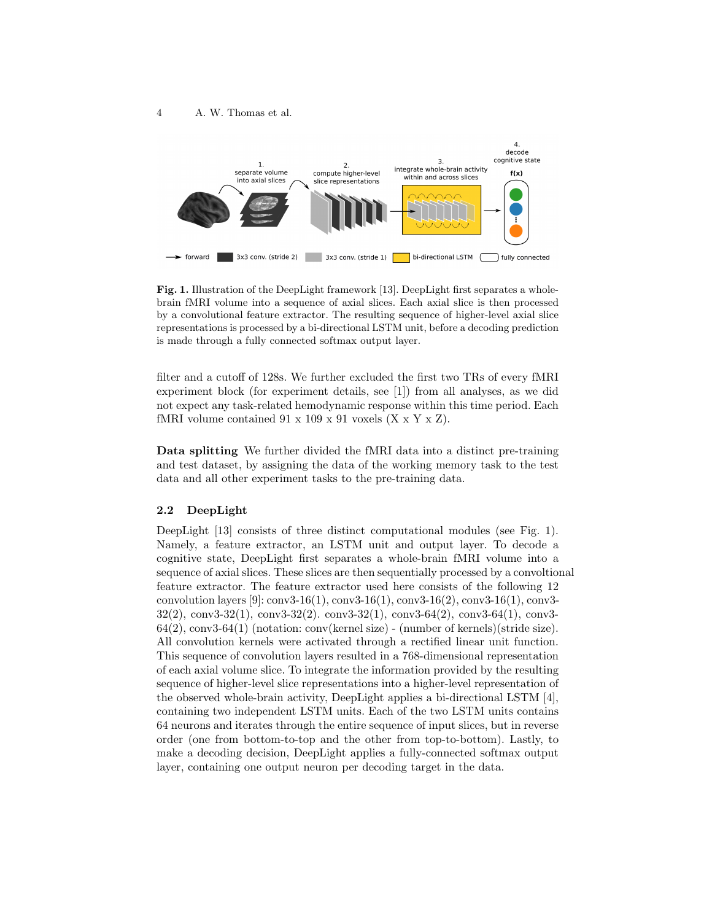**Fig. 1.** Illustration of the DeepLight framework [13]. DeepLight first separates a whole-brain fMRI volume into a sequence of axial slices. Each axial slice is then processed by a convolutional feature extractor. The resulting sequence of higher-level axial slice representations is processed by a bi-directional LSTM unit, before a decoding prediction is made through a fully connected softmax output layer.

filter and a cutoff of 128s. We further excluded the first two TRs of every fMRI experiment block (for experiment details, see [1]) from all analyses, as we did not expect any task-related hemodynamic response within this time period. Each fMRI volume contained 91 x 109 x 91 voxels (X x Y x Z).

**Data splitting** We further divided the fMRI data into a distinct pre-training and test dataset, by assigning the data of the working memory task to the test data and all other experiment tasks to the pre-training data.

## 2.2 DeepLight

DeepLight [13] consists of three distinct computational modules (see Fig. 1). Namely, a feature extractor, an LSTM unit and output layer. To decode a cognitive state, DeepLight first separates a whole-brain fMRI volume into a sequence of axial slices. These slices are then sequentially processed by a convoltional feature extractor. The feature extractor used here consists of the following 12 convolution layers [9]: conv3-16(1), conv3-16(1), conv3-16(2), conv3-16(1), conv3-32(2), conv3-32(1), conv3-32(2). conv3-32(1), conv3-64(2), conv3-64(1), conv3-64(2), conv3-64(1) (notation: conv(kernel size) - (number of kernels)(stride size). All convolution kernels were activated through a rectified linear unit function. This sequence of convolution layers resulted in a 768-dimensional representation of each axial volume slice. To integrate the information provided by the resulting sequence of higher-level slice representations into a higher-level representation of the observed whole-brain activity, DeepLight applies a bi-directional LSTM [4], containing two independent LSTM units. Each of the two LSTM units contains 64 neurons and iterates through the entire sequence of input slices, but in reverse order (one from bottom-to-top and the other from top-to-bottom). Lastly, to make a decoding decision, DeepLight applies a fully-connected softmax output layer, containing one output neuron per decoding target in the data.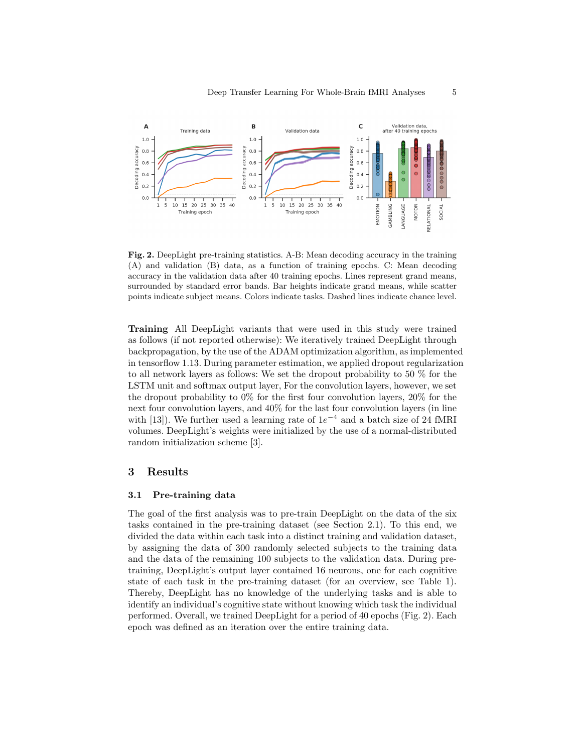**Fig. 2.** DeepLight pre-training statistics. A-B: Mean decoding accuracy in the training (A) and validation (B) data, as a function of training epochs. C: Mean decoding accuracy in the validation data after 40 training epochs. Lines represent grand means, surrounded by standard error bands. Bar heights indicate grand means, while scatter points indicate subject means. Colors indicate tasks. Dashed lines indicate chance level.

**Training** All DeepLight variants that were used in this study were trained as follows (if not reported otherwise): We iteratively trained DeepLight through backpropagation, by the use of the ADAM optimization algorithm, as implemented in tensorflow 1.13. During parameter estimation, we applied dropout regularization to all network layers as follows: We set the dropout probability to 50 % for the LSTM unit and softmax output layer, For the convolution layers, however, we set the dropout probability to 0% for the first four convolution layers, 20% for the next four convolution layers, and 40% for the last four convolution layers (in line with [13]). We further used a learning rate of $1e^{-4}$ and a batch size of 24 fMRI volumes. DeepLight's weights were initialized by the use of a normal-distributed random initialization scheme [3].

## 3 Results

### 3.1 Pre-training data

The goal of the first analysis was to pre-train DeepLight on the data of the six tasks contained in the pre-training dataset (see Section 2.1). To this end, we divided the data within each task into a distinct training and validation dataset, by assigning the data of 300 randomly selected subjects to the training data and the data of the remaining 100 subjects to the validation data. During pre-training, DeepLight's output layer contained 16 neurons, one for each cognitive state of each task in the pre-training dataset (for an overview, see Table 1). Thereby, DeepLight has no knowledge of the underlying tasks and is able to identify an individual's cognitive state without knowing which task the individual performed. Overall, we trained DeepLight for a period of 40 epochs (Fig. 2). Each epoch was defined as an iteration over the entire training data.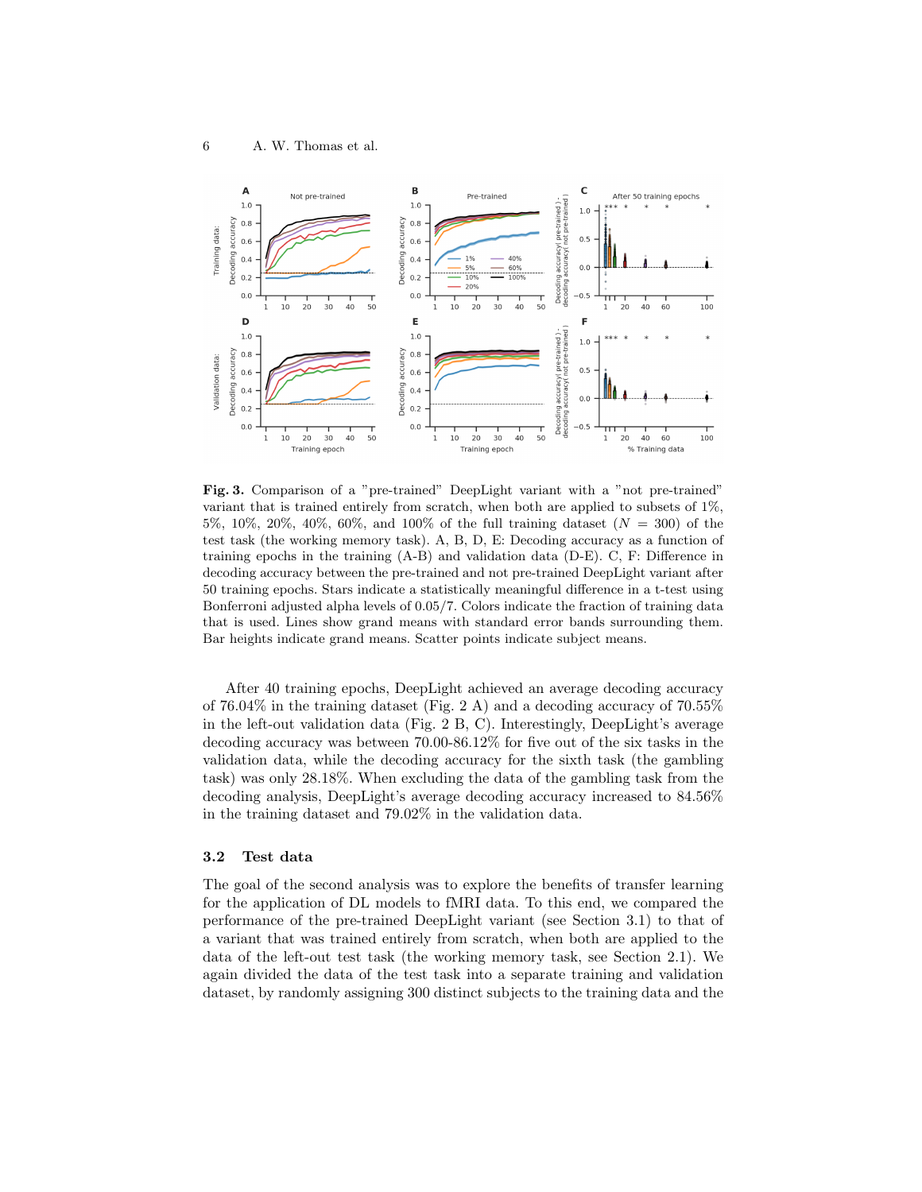**Fig. 3.** Comparison of a "pre-trained" DeepLight variant with a "not pre-trained" variant that is trained entirely from scratch, when both are applied to subsets of 1%, 5%, 10%, 20%, 40%, 60%, and 100% of the full training dataset ($N = 300$) of the test task (the working memory task). A, B, D, E: Decoding accuracy as a function of training epochs in the training (A-B) and validation data (D-E). C, F: Difference in decoding accuracy between the pre-trained and not pre-trained DeepLight variant after 50 training epochs. Stars indicate a statistically meaningful difference in a t-test using Bonferroni adjusted alpha levels of 0.05/7. Colors indicate the fraction of training data that is used. Lines show grand means with standard error bands surrounding them. Bar heights indicate grand means. Scatter points indicate subject means.

After 40 training epochs, DeepLight achieved an average decoding accuracy of 76.04% in the training dataset (Fig. 2 A) and a decoding accuracy of 70.55% in the left-out validation data (Fig. 2 B, C). Interestingly, DeepLight's average decoding accuracy was between 70.00-86.12% for five out of the six tasks in the validation data, while the decoding accuracy for the sixth task (the gambling task) was only 28.18%. When excluding the data of the gambling task from the decoding analysis, DeepLight's average decoding accuracy increased to 84.56% in the training dataset and 79.02% in the validation data.

### 3.2 Test data

The goal of the second analysis was to explore the benefits of transfer learning for the application of DL models to fMRI data. To this end, we compared the performance of the pre-trained DeepLight variant (see Section 3.1) to that of a variant that was trained entirely from scratch, when both are applied to the data of the left-out test task (the working memory task, see Section 2.1). We again divided the data of the test task into a separate training and validation dataset, by randomly assigning 300 distinct subjects to the training data and the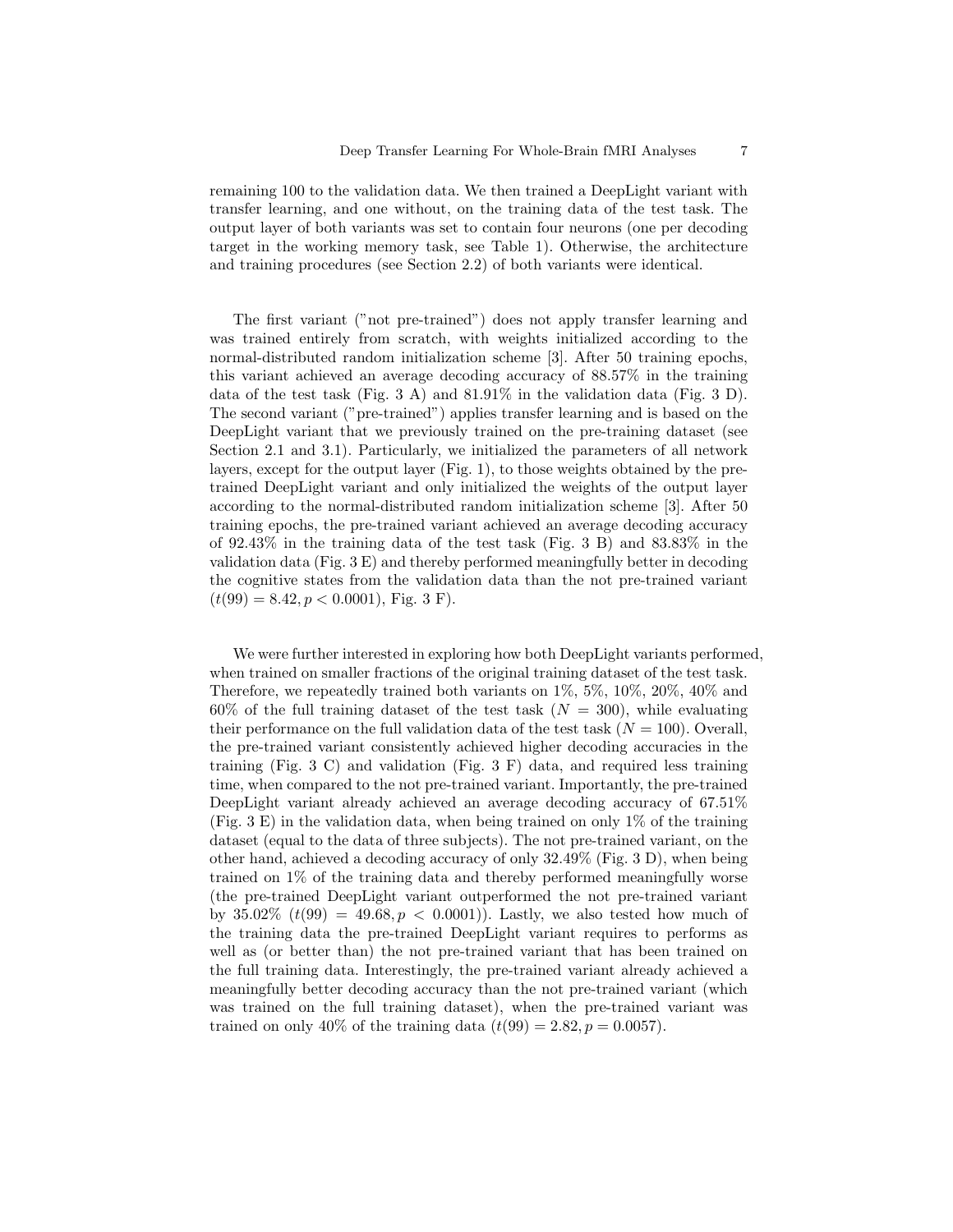remaining 100 to the validation data. We then trained a DeepLight variant with transfer learning, and one without, on the training data of the test task. The output layer of both variants was set to contain four neurons (one per decoding target in the working memory task, see Table 1). Otherwise, the architecture and training procedures (see Section 2.2) of both variants were identical.

The first variant ("not pre-trained") does not apply transfer learning and was trained entirely from scratch, with weights initialized according to the normal-distributed random initialization scheme [3]. After 50 training epochs, this variant achieved an average decoding accuracy of 88.57% in the training data of the test task (Fig. 3 A) and 81.91% in the validation data (Fig. 3 D). The second variant ("pre-trained") applies transfer learning and is based on the DeepLight variant that we previously trained on the pre-training dataset (see Section 2.1 and 3.1). Particularly, we initialized the parameters of all network layers, except for the output layer (Fig. 1), to those weights obtained by the pre-trained DeepLight variant and only initialized the weights of the output layer according to the normal-distributed random initialization scheme [3]. After 50 training epochs, the pre-trained variant achieved an average decoding accuracy of 92.43% in the training data of the test task (Fig. 3 B) and 83.83% in the validation data (Fig. 3 E) and thereby performed meaningfully better in decoding the cognitive states from the validation data than the not pre-trained variant ($t(99) = 8.42, p < 0.0001$), Fig. 3 F).

We were further interested in exploring how both DeepLight variants performed, when trained on smaller fractions of the original training dataset of the test task. Therefore, we repeatedly trained both variants on 1%, 5%, 10%, 20%, 40% and 60% of the full training dataset of the test task ($N = 300$), while evaluating their performance on the full validation data of the test task ($N = 100$). Overall, the pre-trained variant consistently achieved higher decoding accuracies in the training (Fig. 3 C) and validation (Fig. 3 F) data, and required less training time, when compared to the not pre-trained variant. Importantly, the pre-trained DeepLight variant already achieved an average decoding accuracy of 67.51% (Fig. 3 E) in the validation data, when being trained on only 1% of the training dataset (equal to the data of three subjects). The not pre-trained variant, on the other hand, achieved a decoding accuracy of only 32.49% (Fig. 3 D), when being trained on 1% of the training data and thereby performed meaningfully worse (the pre-trained DeepLight variant outperformed the not pre-trained variant by 35.02% ($t(99) = 49.68, p < 0.0001$)). Lastly, we also tested how much of the training data the pre-trained DeepLight variant requires to performs as well as (or better than) the not pre-trained variant that has been trained on the full training data. Interestingly, the pre-trained variant already achieved a meaningfully better decoding accuracy than the not pre-trained variant (which was trained on the full training dataset), when the pre-trained variant was trained on only 40% of the training data ($t(99) = 2.82, p = 0.0057$).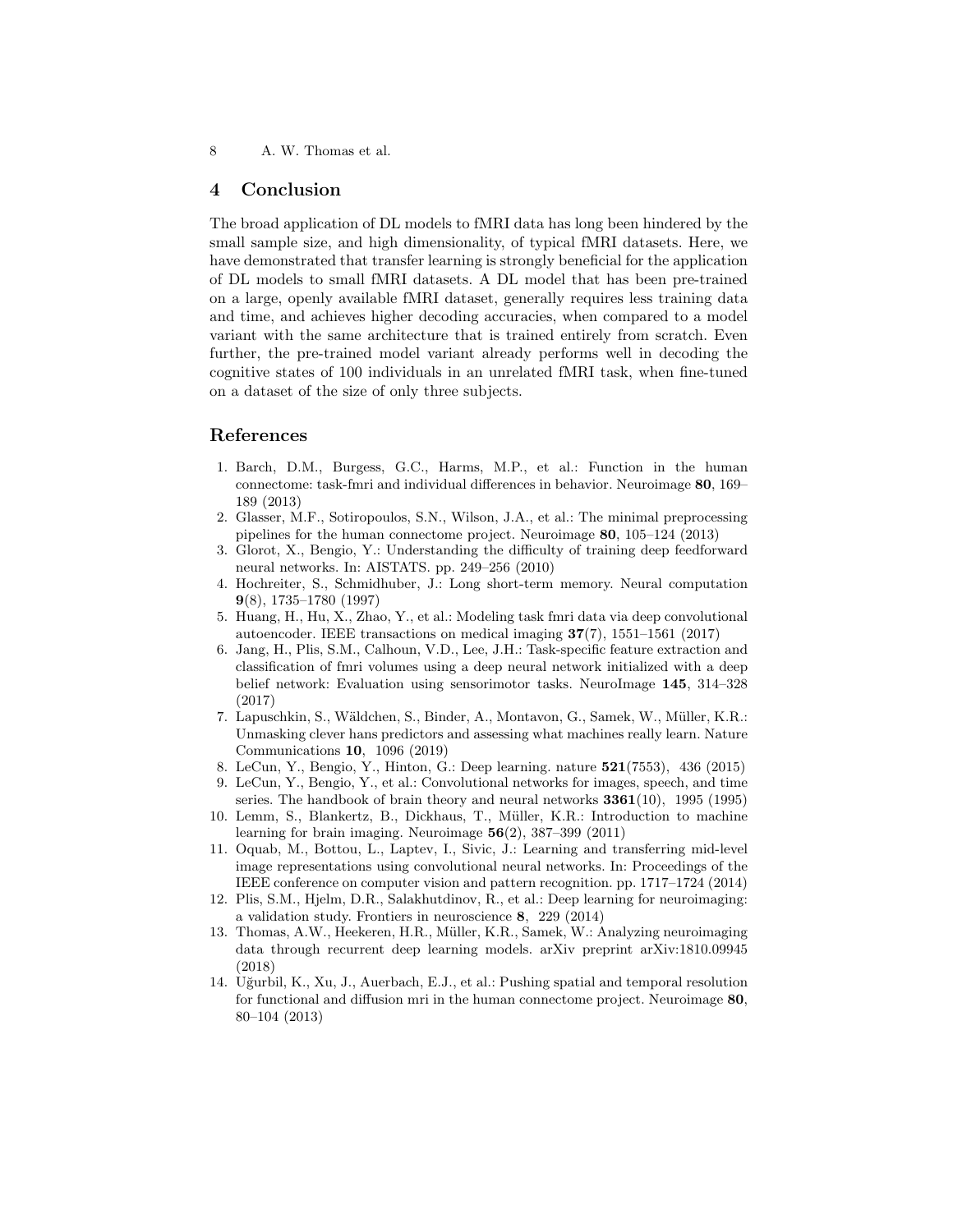## 4 Conclusion

The broad application of DL models to fMRI data has long been hindered by the small sample size, and high dimensionality, of typical fMRI datasets. Here, we have demonstrated that transfer learning is strongly beneficial for the application of DL models to small fMRI datasets. A DL model that has been pre-trained on a large, openly available fMRI dataset, generally requires less training data and time, and achieves higher decoding accuracies, when compared to a model variant with the same architecture that is trained entirely from scratch. Even further, the pre-trained model variant already performs well in decoding the cognitive states of 100 individuals in an unrelated fMRI task, when fine-tuned on a dataset of the size of only three subjects.

## References

1. Barch, D.M., Burgess, G.C., Harms, M.P., et al.: Function in the human connectome: task-fmri and individual differences in behavior. Neuroimage **80**, 169–189 (2013)
2. Glasser, M.F., Sotiropoulos, S.N., Wilson, J.A., et al.: The minimal preprocessing pipelines for the human connectome project. Neuroimage **80**, 105–124 (2013)
3. Glorot, X., Bengio, Y.: Understanding the difficulty of training deep feedforward neural networks. In: AISTATS. pp. 249–256 (2010)
4. Hochreiter, S., Schmidhuber, J.: Long short-term memory. Neural computation **9**(8), 1735–1780 (1997)
5. Huang, H., Hu, X., Zhao, Y., et al.: Modeling task fmri data via deep convolutional autoencoder. IEEE transactions on medical imaging **37**(7), 1551–1561 (2017)
6. Jang, H., Plis, S.M., Calhoun, V.D., Lee, J.H.: Task-specific feature extraction and classification of fmri volumes using a deep neural network initialized with a deep belief network: Evaluation using sensorimotor tasks. NeuroImage **145**, 314–328 (2017)
7. Lapuschkin, S., Wäldchen, S., Binder, A., Montavon, G., Samek, W., Müller, K.R.: Unmasking clever hans predictors and assessing what machines really learn. Nature Communications **10**, 1096 (2019)
8. LeCun, Y., Bengio, Y., Hinton, G.: Deep learning. nature **521**(7553), 436 (2015)
9. LeCun, Y., Bengio, Y., et al.: Convolutional networks for images, speech, and time series. The handbook of brain theory and neural networks **3361**(10), 1995 (1995)
10. Lemm, S., Blankertz, B., Dickhaus, T., Müller, K.R.: Introduction to machine learning for brain imaging. Neuroimage **56**(2), 387–399 (2011)
11. Oquab, M., Bottou, L., Laptev, I., Sivic, J.: Learning and transferring mid-level image representations using convolutional neural networks. In: Proceedings of the IEEE conference on computer vision and pattern recognition. pp. 1717–1724 (2014)
12. Plis, S.M., Hjelm, D.R., Salakhutdinov, R., et al.: Deep learning for neuroimaging: a validation study. Frontiers in neuroscience **8**, 229 (2014)
13. Thomas, A.W., Heekeren, H.R., Müller, K.R., Samek, W.: Analyzing neuroimaging data through recurrent deep learning models. arXiv preprint arXiv:1810.09945 (2018)
14. Uğurbil, K., Xu, J., Auerbach, E.J., et al.: Pushing spatial and temporal resolution for functional and diffusion mri in the human connectome project. Neuroimage **80**, 80–104 (2013)